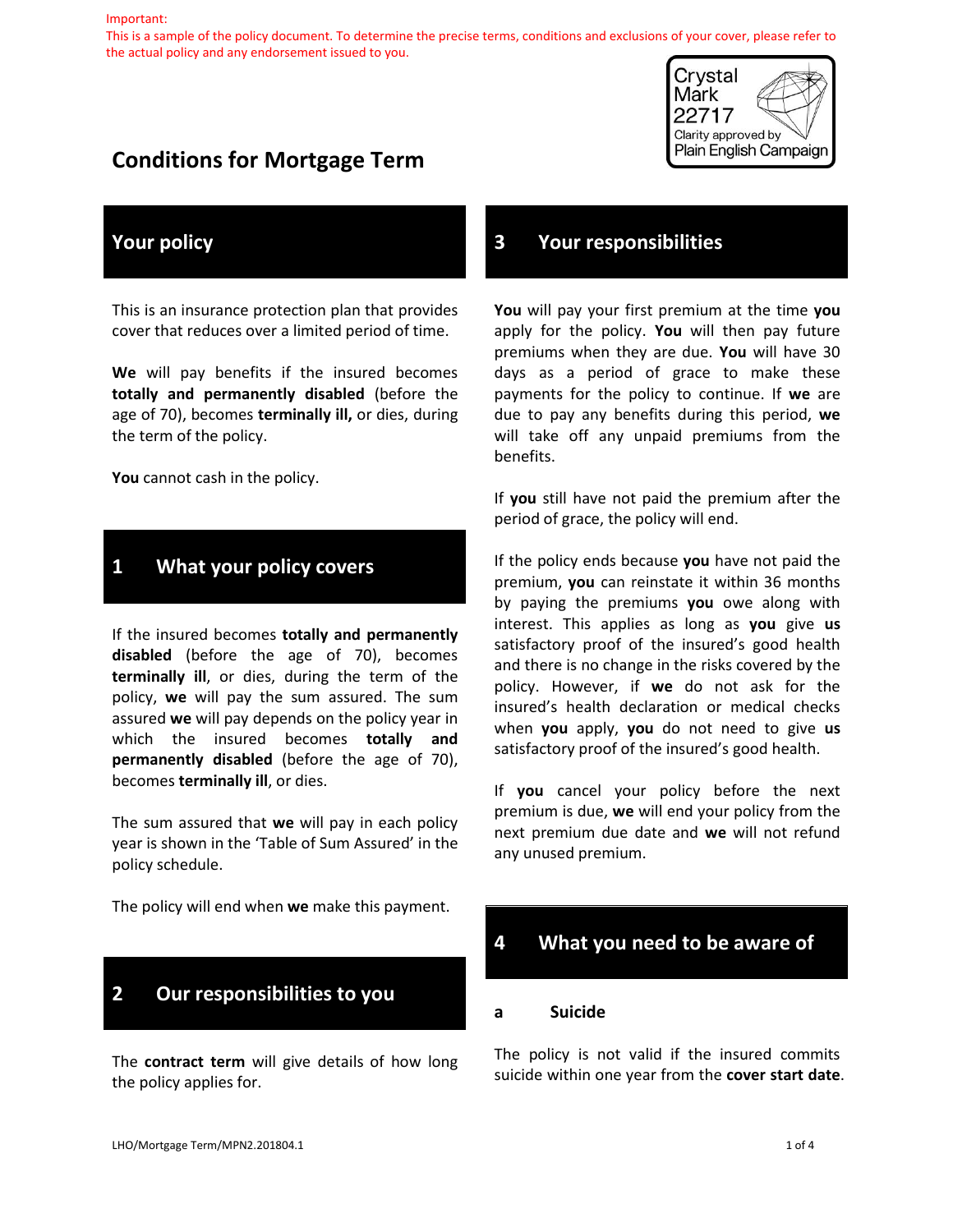Important:
This is a sample of the policy document. To determine the precise terms, conditions and exclusions of your cover, please refer to the actual policy and any endorsement issued to you.

Crystal Mark 22717
Clarity approved by Plain English Campaign

# Conditions for Mortgage Term

## Your policy

This is an insurance protection plan that provides cover that reduces over a limited period of time.

**We** will pay benefits if the insured becomes **totally and permanently disabled** (before the age of 70), becomes **terminally ill,** or dies, during the term of the policy.

**You** cannot cash in the policy.

## 1 What your policy covers

If the insured becomes **totally and permanently disabled** (before the age of 70), becomes **terminally ill**, or dies, during the term of the policy, **we** will pay the sum assured. The sum assured **we** will pay depends on the policy year in which the insured becomes **totally and permanently disabled** (before the age of 70), becomes **terminally ill**, or dies.

The sum assured that **we** will pay in each policy year is shown in the 'Table of Sum Assured' in the policy schedule.

The policy will end when **we** make this payment.

## 2 Our responsibilities to you

The **contract term** will give details of how long the policy applies for.

## 3 Your responsibilities

**You** will pay your first premium at the time **you** apply for the policy. **You** will then pay future premiums when they are due. **You** will have 30 days as a period of grace to make these payments for the policy to continue. If **we** are due to pay any benefits during this period, **we** will take off any unpaid premiums from the benefits.

If **you** still have not paid the premium after the period of grace, the policy will end.

If the policy ends because **you** have not paid the premium, **you** can reinstate it within 36 months by paying the premiums **you** owe along with interest. This applies as long as **you** give **us** satisfactory proof of the insured's good health and there is no change in the risks covered by the policy. However, if **we** do not ask for the insured's health declaration or medical checks when **you** apply, **you** do not need to give **us** satisfactory proof of the insured's good health.

If **you** cancel your policy before the next premium is due, **we** will end your policy from the next premium due date and **we** will not refund any unused premium.

## 4 What you need to be aware of

### a Suicide

The policy is not valid if the insured commits suicide within one year from the **cover start date**.

LHO/Mortgage Term/MPN2.201804.1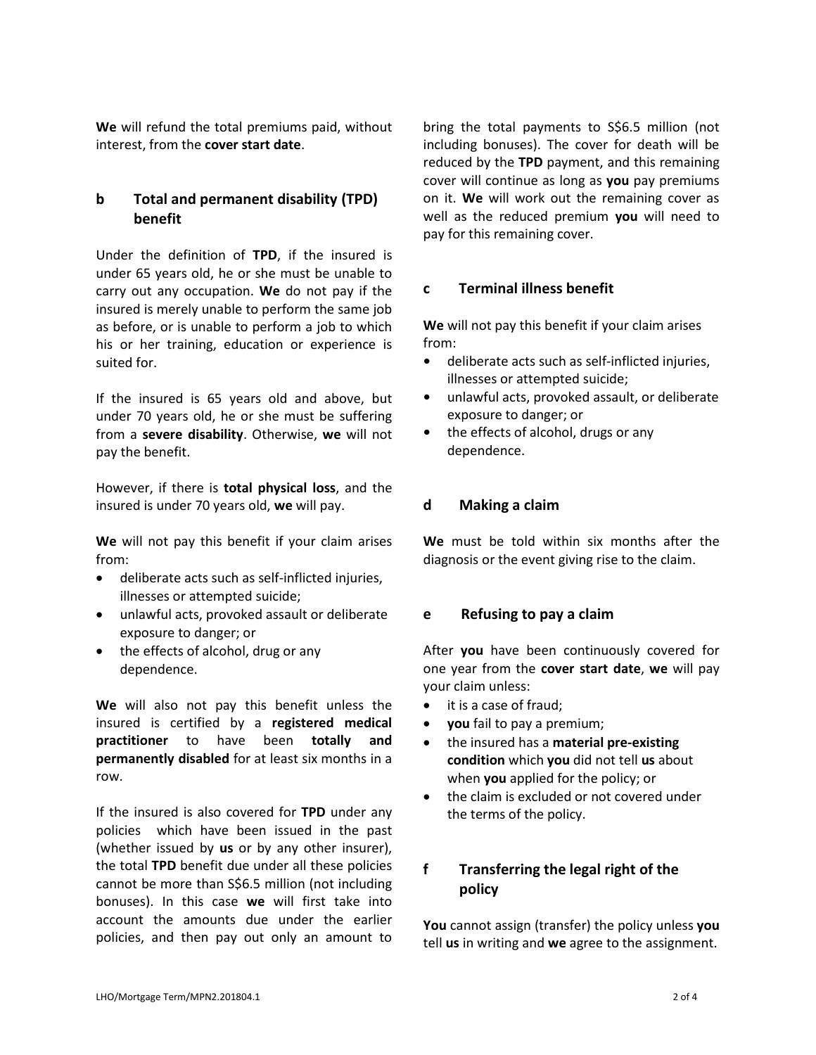**We** will refund the total premiums paid, without interest, from the **cover start date**.

## b Total and permanent disability (TPD) benefit

Under the definition of **TPD**, if the insured is under 65 years old, he or she must be unable to carry out any occupation. **We** do not pay if the insured is merely unable to perform the same job as before, or is unable to perform a job to which his or her training, education or experience is suited for.

If the insured is 65 years old and above, but under 70 years old, he or she must be suffering from a **severe disability**. Otherwise, **we** will not pay the benefit.

However, if there is **total physical loss**, and the insured is under 70 years old, **we** will pay.

**We** will not pay this benefit if your claim arises from:

- deliberate acts such as self-inflicted injuries, illnesses or attempted suicide;
- unlawful acts, provoked assault or deliberate exposure to danger; or
- the effects of alcohol, drug or any dependence.

**We** will also not pay this benefit unless the insured is certified by a **registered medical practitioner** to have been **totally and permanently disabled** for at least six months in a row.

If the insured is also covered for **TPD** under any policies which have been issued in the past (whether issued by **us** or by any other insurer), the total **TPD** benefit due under all these policies cannot be more than S$6.5 million (not including bonuses). In this case **we** will first take into account the amounts due under the earlier policies, and then pay out only an amount to bring the total payments to S$6.5 million (not including bonuses). The cover for death will be reduced by the **TPD** payment, and this remaining cover will continue as long as **you** pay premiums on it. **We** will work out the remaining cover as well as the reduced premium **you** will need to pay for this remaining cover.

## c Terminal illness benefit

**We** will not pay this benefit if your claim arises from:

- deliberate acts such as self-inflicted injuries, illnesses or attempted suicide;
- unlawful acts, provoked assault, or deliberate exposure to danger; or
- the effects of alcohol, drugs or any dependence.

## d Making a claim

**We** must be told within six months after the diagnosis or the event giving rise to the claim.

## e Refusing to pay a claim

After **you** have been continuously covered for one year from the **cover start date**, **we** will pay your claim unless:

- it is a case of fraud;
- **you** fail to pay a premium;
- the insured has a **material pre-existing condition** which **you** did not tell **us** about when **you** applied for the policy; or
- the claim is excluded or not covered under the terms of the policy.

## f Transferring the legal right of the policy

**You** cannot assign (transfer) the policy unless **you** tell **us** in writing and **we** agree to the assignment.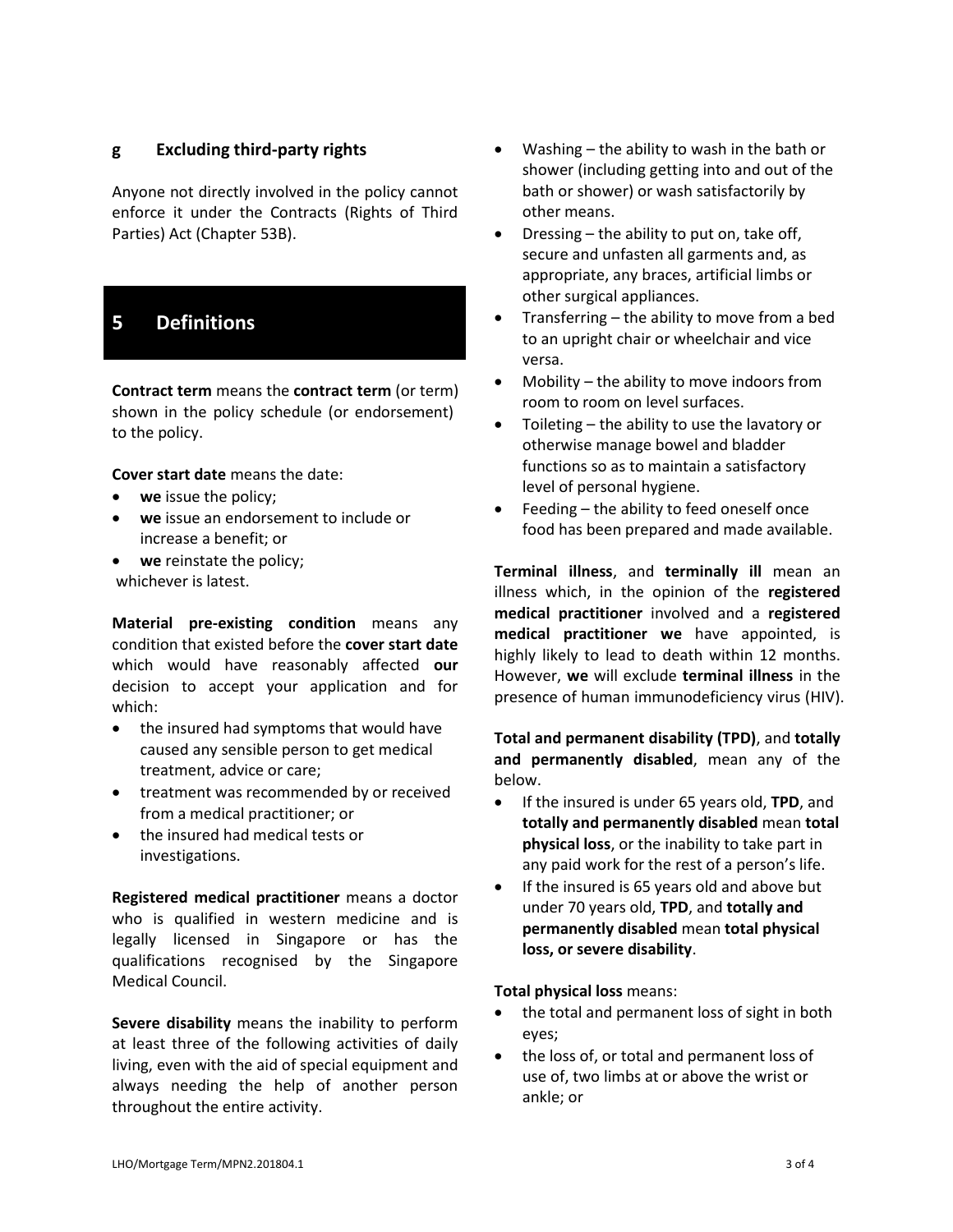### g Excluding third-party rights

Anyone not directly involved in the policy cannot enforce it under the Contracts (Rights of Third Parties) Act (Chapter 53B).

## 5 Definitions

**Contract term** means the **contract term** (or term) shown in the policy schedule (or endorsement) to the policy.

**Cover start date** means the date:

- **we** issue the policy;
- **we** issue an endorsement to include or increase a benefit; or
- **we** reinstate the policy;

whichever is latest.

**Material pre-existing condition** means any condition that existed before the **cover start date** which would have reasonably affected **our** decision to accept your application and for which:

- the insured had symptoms that would have caused any sensible person to get medical treatment, advice or care;
- treatment was recommended by or received from a medical practitioner; or
- the insured had medical tests or investigations.

**Registered medical practitioner** means a doctor who is qualified in western medicine and is legally licensed in Singapore or has the qualifications recognised by the Singapore Medical Council.

**Severe disability** means the inability to perform at least three of the following activities of daily living, even with the aid of special equipment and always needing the help of another person throughout the entire activity.

- Washing – the ability to wash in the bath or shower (including getting into and out of the bath or shower) or wash satisfactorily by other means.
- Dressing – the ability to put on, take off, secure and unfasten all garments and, as appropriate, any braces, artificial limbs or other surgical appliances.
- Transferring – the ability to move from a bed to an upright chair or wheelchair and vice versa.
- Mobility – the ability to move indoors from room to room on level surfaces.
- Toileting – the ability to use the lavatory or otherwise manage bowel and bladder functions so as to maintain a satisfactory level of personal hygiene.
- Feeding – the ability to feed oneself once food has been prepared and made available.

**Terminal illness**, and **terminally ill** mean an illness which, in the opinion of the **registered medical practitioner** involved and a **registered medical practitioner we** have appointed, is highly likely to lead to death within 12 months. However, **we** will exclude **terminal illness** in the presence of human immunodeficiency virus (HIV).

**Total and permanent disability (TPD)**, and **totally and permanently disabled**, mean any of the below.

- If the insured is under 65 years old, **TPD**, and **totally and permanently disabled** mean **total physical loss**, or the inability to take part in any paid work for the rest of a person's life.
- If the insured is 65 years old and above but under 70 years old, **TPD**, and **totally and permanently disabled** mean **total physical loss, or severe disability**.

**Total physical loss** means:

- the total and permanent loss of sight in both eyes;
- the loss of, or total and permanent loss of use of, two limbs at or above the wrist or ankle; or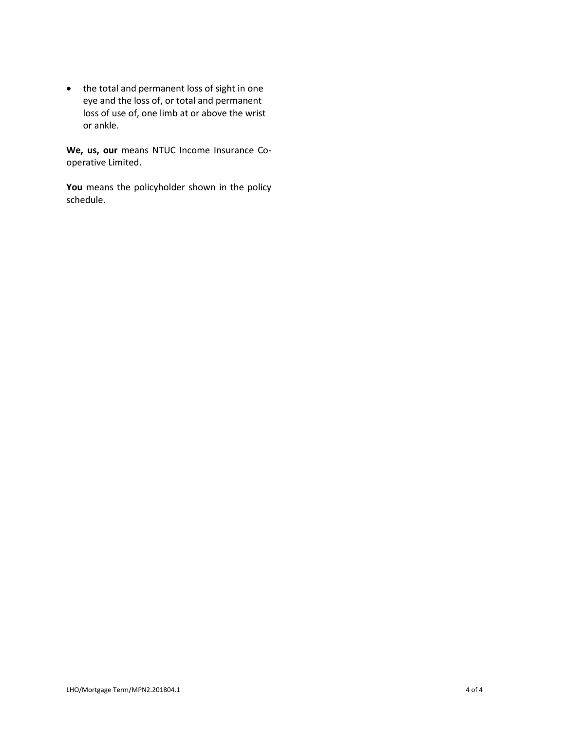- the total and permanent loss of sight in one eye and the loss of, or total and permanent loss of use of, one limb at or above the wrist or ankle.

**We, us, our** means NTUC Income Insurance Co-operative Limited.

**You** means the policyholder shown in the policy schedule.